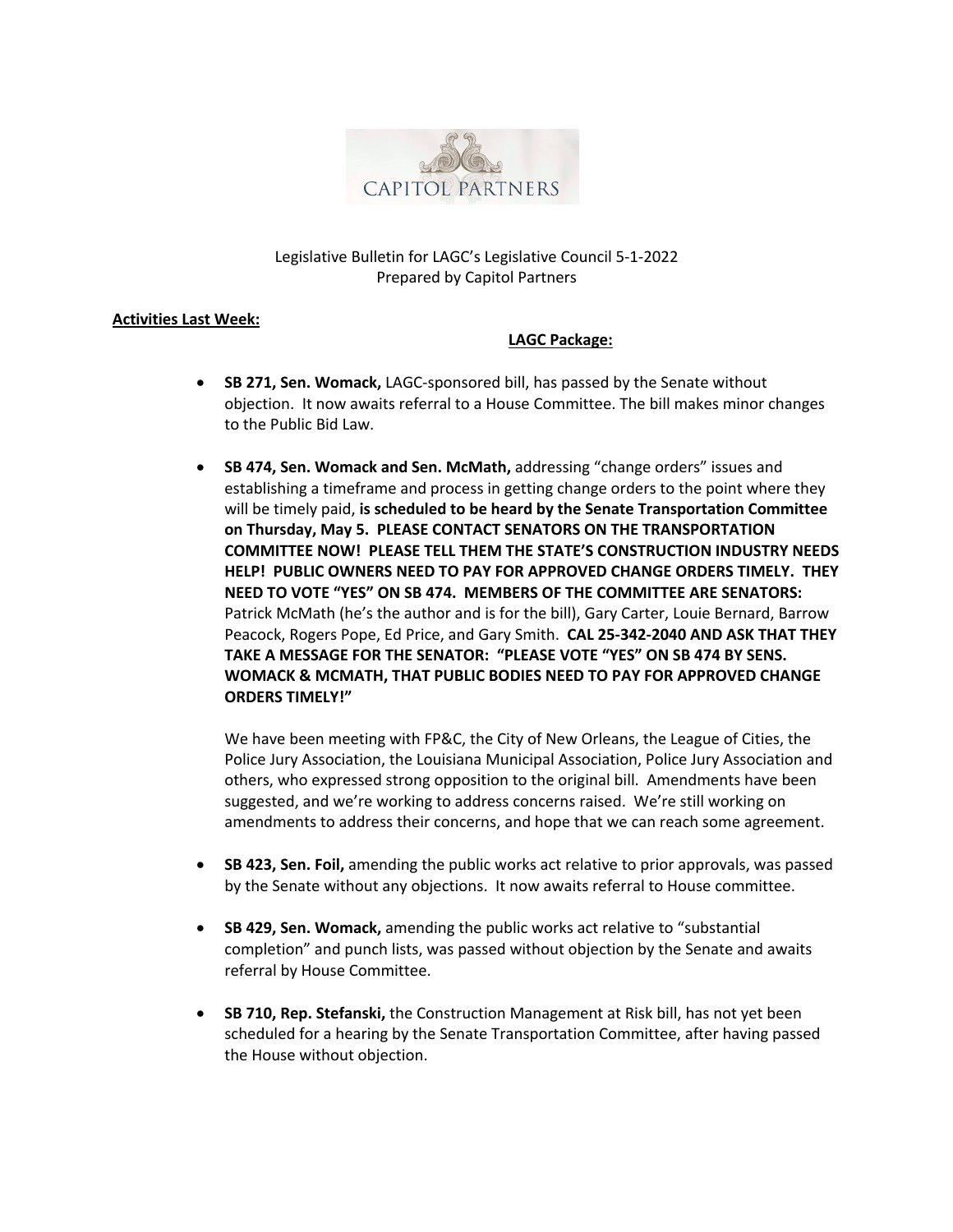CAPITOL PARTNERS

Legislative Bulletin for LAGC's Legislative Council 5-1-2022
Prepared by Capitol Partners

**Activities Last Week:**

**LAGC Package:**

- **SB 271, Sen. Womack,** LAGC-sponsored bill, has passed by the Senate without objection. It now awaits referral to a House Committee. The bill makes minor changes to the Public Bid Law.

- **SB 474, Sen. Womack and Sen. McMath,** addressing "change orders" issues and establishing a timeframe and process in getting change orders to the point where they will be timely paid, **is scheduled to be heard by the Senate Transportation Committee on Thursday, May 5. PLEASE CONTACT SENATORS ON THE TRANSPORTATION COMMITTEE NOW! PLEASE TELL THEM THE STATE'S CONSTRUCTION INDUSTRY NEEDS HELP! PUBLIC OWNERS NEED TO PAY FOR APPROVED CHANGE ORDERS TIMELY. THEY NEED TO VOTE "YES" ON SB 474. MEMBERS OF THE COMMITTEE ARE SENATORS:** Patrick McMath (he's the author and is for the bill), Gary Carter, Louie Bernard, Barrow Peacock, Rogers Pope, Ed Price, and Gary Smith. **CAL 25-342-2040 AND ASK THAT THEY TAKE A MESSAGE FOR THE SENATOR: "PLEASE VOTE "YES" ON SB 474 BY SENS. WOMACK & MCMATH, THAT PUBLIC BODIES NEED TO PAY FOR APPROVED CHANGE ORDERS TIMELY!"**

  We have been meeting with FP&C, the City of New Orleans, the League of Cities, the Police Jury Association, the Louisiana Municipal Association, Police Jury Association and others, who expressed strong opposition to the original bill. Amendments have been suggested, and we're working to address concerns raised. We're still working on amendments to address their concerns, and hope that we can reach some agreement.

- **SB 423, Sen. Foil,** amending the public works act relative to prior approvals, was passed by the Senate without any objections. It now awaits referral to House committee.

- **SB 429, Sen. Womack,** amending the public works act relative to "substantial completion" and punch lists, was passed without objection by the Senate and awaits referral by House Committee.

- **SB 710, Rep. Stefanski,** the Construction Management at Risk bill, has not yet been scheduled for a hearing by the Senate Transportation Committee, after having passed the House without objection.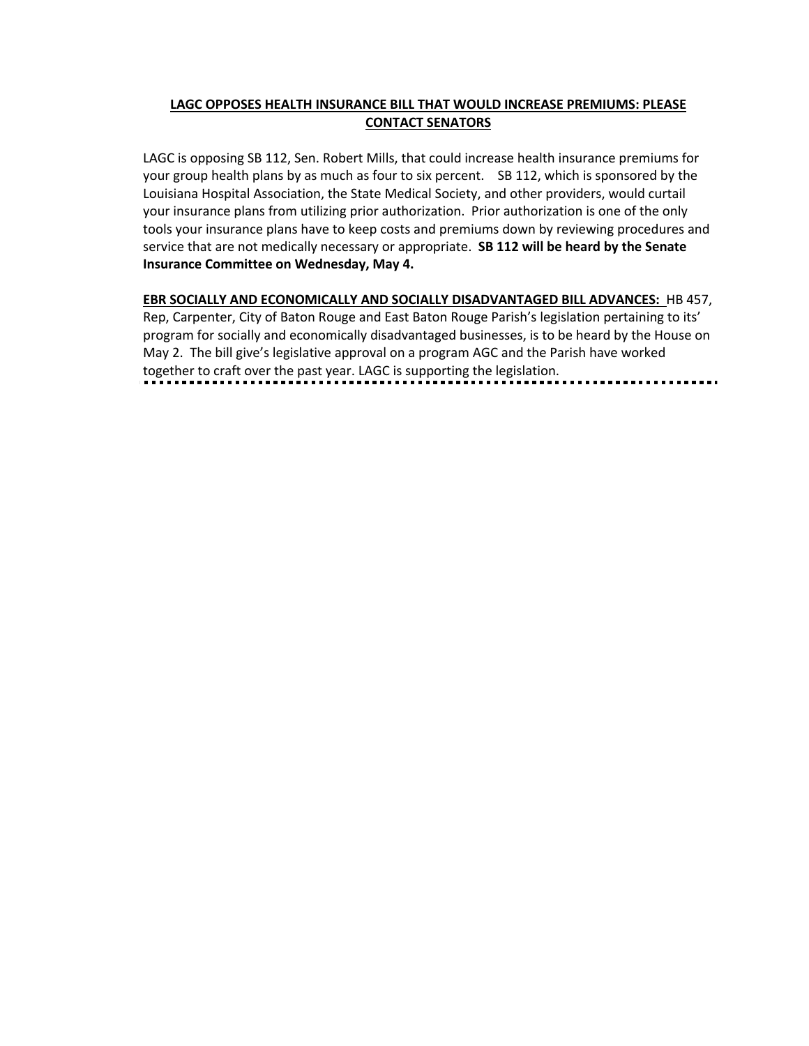**<u>LAGC OPPOSES HEALTH INSURANCE BILL THAT WOULD INCREASE PREMIUMS: PLEASE CONTACT SENATORS</u>**

LAGC is opposing SB 112, Sen. Robert Mills, that could increase health insurance premiums for your group health plans by as much as four to six percent. SB 112, which is sponsored by the Louisiana Hospital Association, the State Medical Society, and other providers, would curtail your insurance plans from utilizing prior authorization. Prior authorization is one of the only tools your insurance plans have to keep costs and premiums down by reviewing procedures and service that are not medically necessary or appropriate. **SB 112 will be heard by the Senate Insurance Committee on Wednesday, May 4.**

**<u>EBR SOCIALLY AND ECONOMICALLY AND SOCIALLY DISADVANTAGED BILL ADVANCES:</u>** HB 457, Rep, Carpenter, City of Baton Rouge and East Baton Rouge Parish's legislation pertaining to its' program for socially and economically disadvantaged businesses, is to be heard by the House on May 2. The bill give's legislative approval on a program AGC and the Parish have worked together to craft over the past year. LAGC is supporting the legislation.